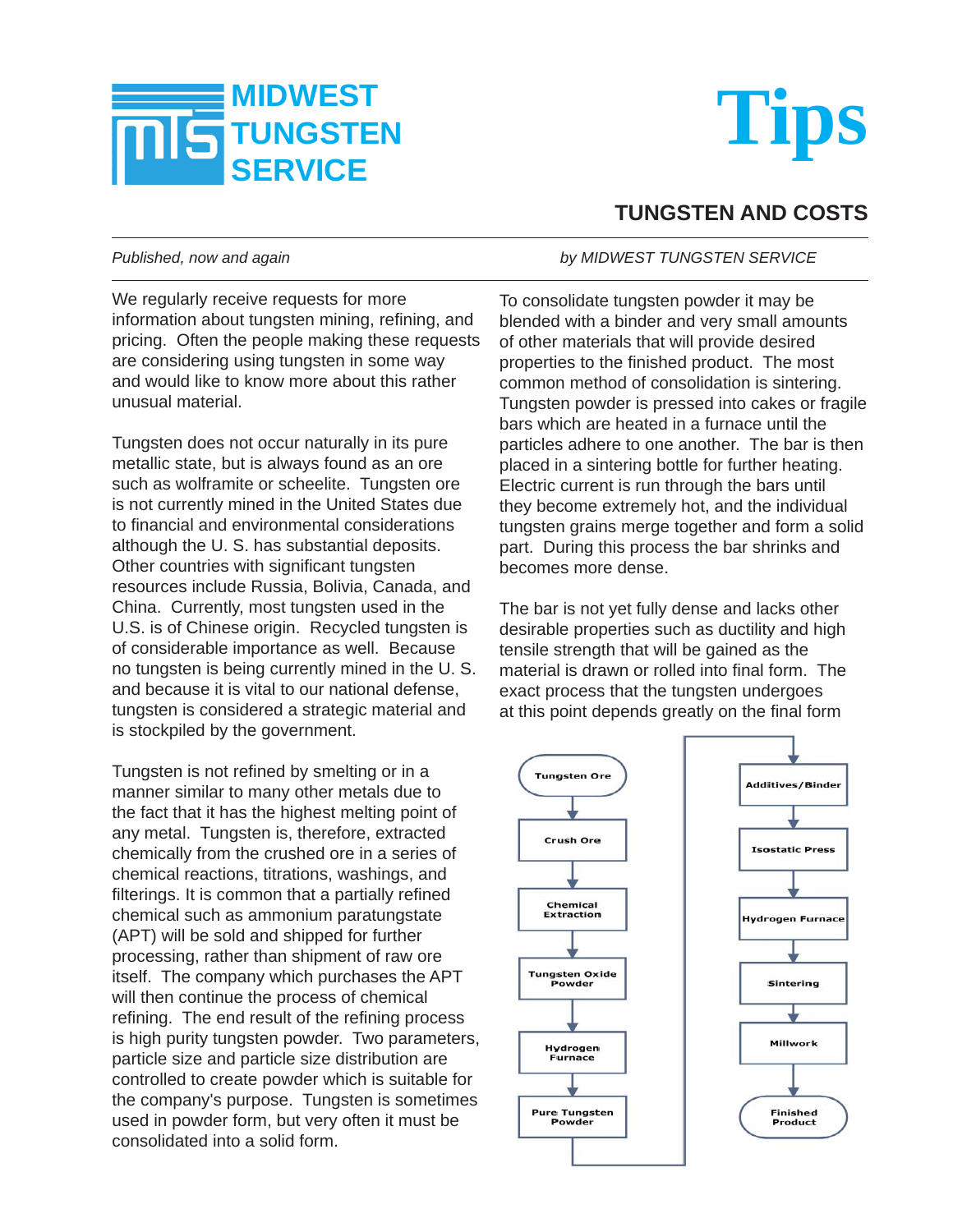# MIDWEST TUNGSTEN SERVICE

# Tips

## TUNGSTEN AND COSTS

*Published, now and again* *by MIDWEST TUNGSTEN SERVICE*

We regularly receive requests for more information about tungsten mining, refining, and pricing. Often the people making these requests are considering using tungsten in some way and would like to know more about this rather unusual material.

Tungsten does not occur naturally in its pure metallic state, but is always found as an ore such as wolframite or scheelite. Tungsten ore is not currently mined in the United States due to financial and environmental considerations although the U. S. has substantial deposits. Other countries with significant tungsten resources include Russia, Bolivia, Canada, and China. Currently, most tungsten used in the U.S. is of Chinese origin. Recycled tungsten is of considerable importance as well. Because no tungsten is being currently mined in the U. S. and because it is vital to our national defense, tungsten is considered a strategic material and is stockpiled by the government.

Tungsten is not refined by smelting or in a manner similar to many other metals due to the fact that it has the highest melting point of any metal. Tungsten is, therefore, extracted chemically from the crushed ore in a series of chemical reactions, titrations, washings, and filterings. It is common that a partially refined chemical such as ammonium paratungstate (APT) will be sold and shipped for further processing, rather than shipment of raw ore itself. The company which purchases the APT will then continue the process of chemical refining. The end result of the refining process is high purity tungsten powder. Two parameters, particle size and particle size distribution are controlled to create powder which is suitable for the company's purpose. Tungsten is sometimes used in powder form, but very often it must be consolidated into a solid form.

To consolidate tungsten powder it may be blended with a binder and very small amounts of other materials that will provide desired properties to the finished product. The most common method of consolidation is sintering. Tungsten powder is pressed into cakes or fragile bars which are heated in a furnace until the particles adhere to one another. The bar is then placed in a sintering bottle for further heating. Electric current is run through the bars until they become extremely hot, and the individual tungsten grains merge together and form a solid part. During this process the bar shrinks and becomes more dense.

The bar is not yet fully dense and lacks other desirable properties such as ductility and high tensile strength that will be gained as the material is drawn or rolled into final form. The exact process that the tungsten undergoes at this point depends greatly on the final form

Tungsten Ore → Crush Ore → Chemical Extraction → Tungsten Oxide Powder → Hydrogen Furnace → Pure Tungsten Powder → Additives/Binder → Isostatic Press → Hydrogen Furnace → Sintering → Millwork → Finished Product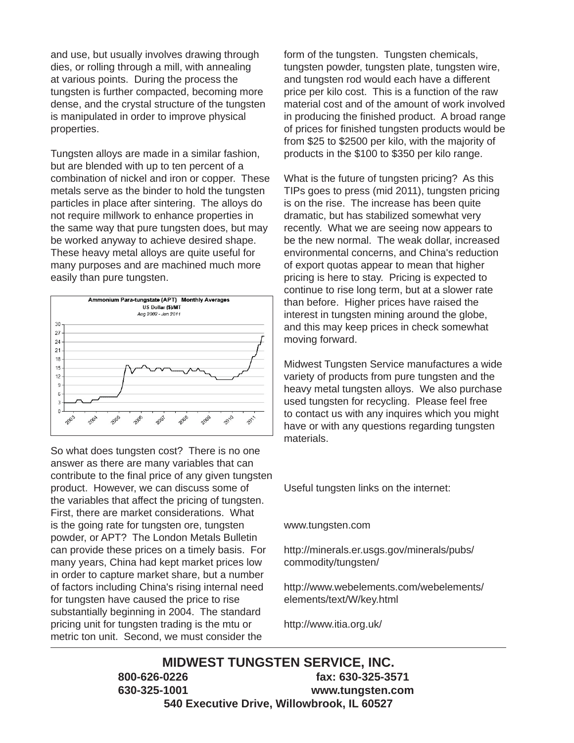and use, but usually involves drawing through dies, or rolling through a mill, with annealing at various points. During the process the tungsten is further compacted, becoming more dense, and the crystal structure of the tungsten is manipulated in order to improve physical properties.

Tungsten alloys are made in a similar fashion, but are blended with up to ten percent of a combination of nickel and iron or copper. These metals serve as the binder to hold the tungsten particles in place after sintering. The alloys do not require millwork to enhance properties in the same way that pure tungsten does, but may be worked anyway to achieve desired shape. These heavy metal alloys are quite useful for many purposes and are machined much more easily than pure tungsten.

Ammonium Para-tungstate (APT) Monthly Averages
US Dollar ($)/MT
Aug 2002 - Jun 2011

30
27
24
21
18
15
12
9
6
3
0

2003 2004 2005 2006 2007 2008 2009 2010 2011

So what does tungsten cost? There is no one answer as there are many variables that can contribute to the final price of any given tungsten product. However, we can discuss some of the variables that affect the pricing of tungsten. First, there are market considerations. What is the going rate for tungsten ore, tungsten powder, or APT? The London Metals Bulletin can provide these prices on a timely basis. For many years, China had kept market prices low in order to capture market share, but a number of factors including China's rising internal need for tungsten have caused the price to rise substantially beginning in 2004. The standard pricing unit for tungsten trading is the mtu or metric ton unit. Second, we must consider the form of the tungsten. Tungsten chemicals, tungsten powder, tungsten plate, tungsten wire, and tungsten rod would each have a different price per kilo cost. This is a function of the raw material cost and of the amount of work involved in producing the finished product. A broad range of prices for finished tungsten products would be from $25 to $2500 per kilo, with the majority of products in the $100 to $350 per kilo range.

What is the future of tungsten pricing? As this TIPs goes to press (mid 2011), tungsten pricing is on the rise. The increase has been quite dramatic, but has stabilized somewhat very recently. What we are seeing now appears to be the new normal. The weak dollar, increased environmental concerns, and China's reduction of export quotas appear to mean that higher pricing is here to stay. Pricing is expected to continue to rise long term, but at a slower rate than before. Higher prices have raised the interest in tungsten mining around the globe, and this may keep prices in check somewhat moving forward.

Midwest Tungsten Service manufactures a wide variety of products from pure tungsten and the heavy metal tungsten alloys. We also purchase used tungsten for recycling. Please feel free to contact us with any inquires which you might have or with any questions regarding tungsten materials.

Useful tungsten links on the internet:

www.tungsten.com

http://minerals.er.usgs.gov/minerals/pubs/commodity/tungsten/

http://www.webelements.com/webelements/elements/text/W/key.html

http://www.itia.org.uk/

**MIDWEST TUNGSTEN SERVICE, INC.**

**800-626-0226** **fax: 630-325-3571**

**630-325-1001** **www.tungsten.com**

**540 Executive Drive, Willowbrook, IL 60527**